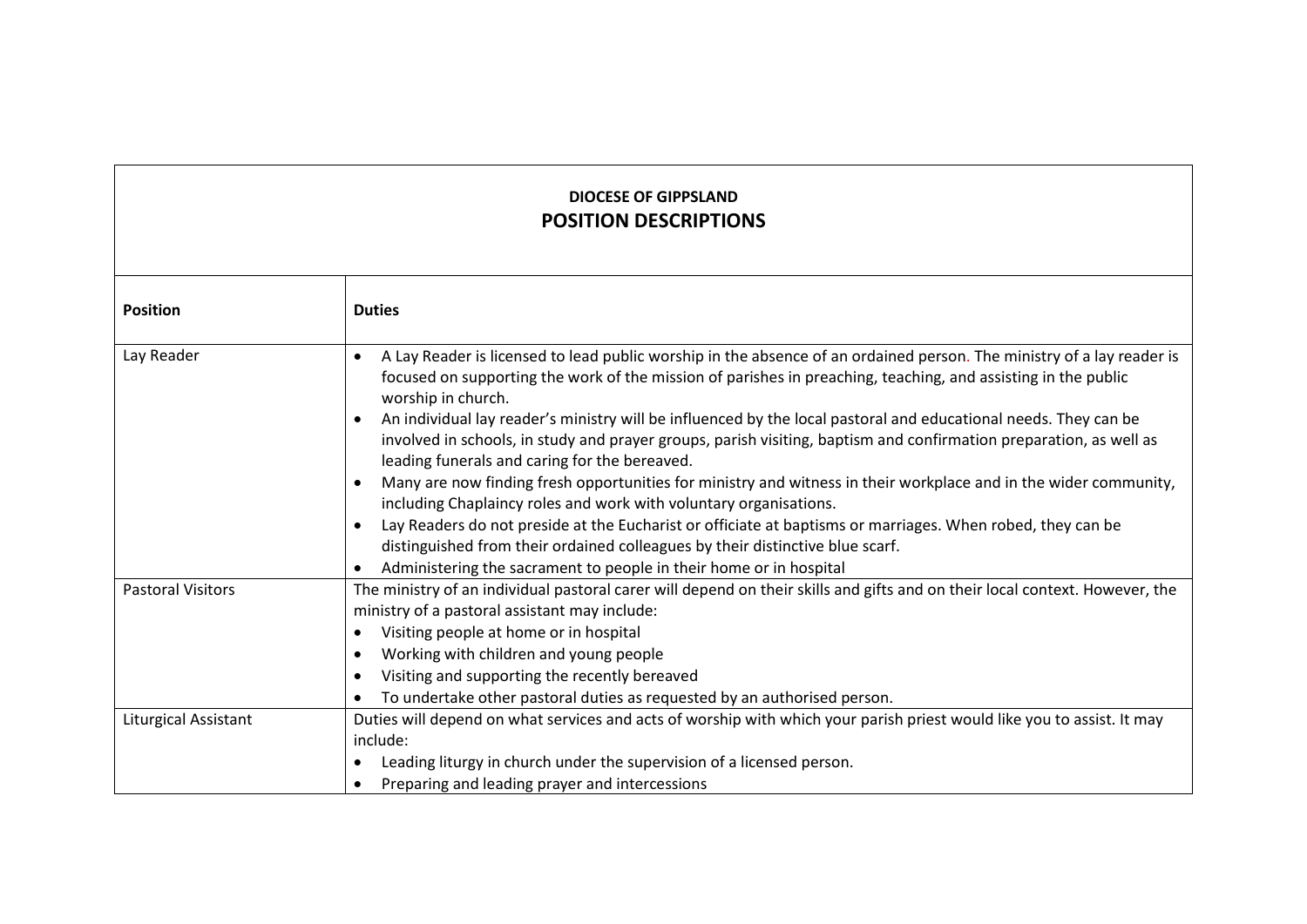**DIOCESE OF GIPPSLAND**

## POSITION DESCRIPTIONS

| **Position** | **Duties** |
|---|---|
| Lay Reader | • A Lay Reader is licensed to lead public worship in the absence of an ordained person. The ministry of a lay reader is focused on supporting the work of the mission of parishes in preaching, teaching, and assisting in the public worship in church.<br>• An individual lay reader's ministry will be influenced by the local pastoral and educational needs. They can be involved in schools, in study and prayer groups, parish visiting, baptism and confirmation preparation, as well as leading funerals and caring for the bereaved.<br>• Many are now finding fresh opportunities for ministry and witness in their workplace and in the wider community, including Chaplaincy roles and work with voluntary organisations.<br>• Lay Readers do not preside at the Eucharist or officiate at baptisms or marriages. When robed, they can be distinguished from their ordained colleagues by their distinctive blue scarf.<br>• Administering the sacrament to people in their home or in hospital |
| Pastoral Visitors | The ministry of an individual pastoral carer will depend on their skills and gifts and on their local context. However, the ministry of a pastoral assistant may include:<br>• Visiting people at home or in hospital<br>• Working with children and young people<br>• Visiting and supporting the recently bereaved<br>• To undertake other pastoral duties as requested by an authorised person. |
| Liturgical Assistant | Duties will depend on what services and acts of worship with which your parish priest would like you to assist. It may include:<br>• Leading liturgy in church under the supervision of a licensed person.<br>• Preparing and leading prayer and intercessions |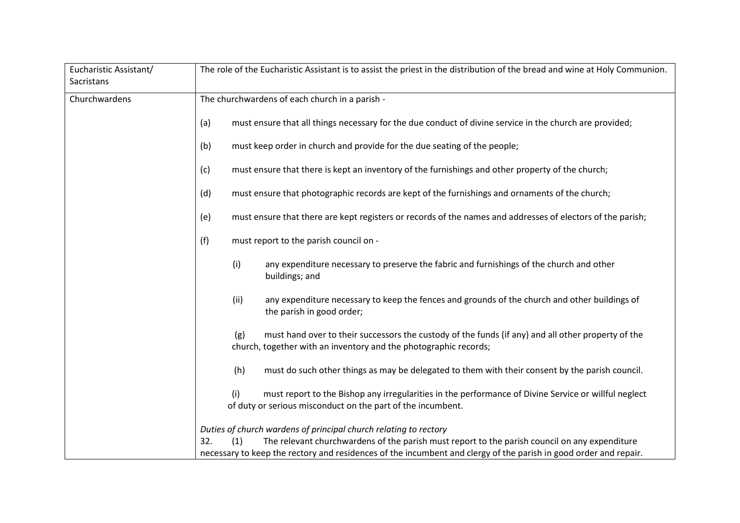| | |
|---|---|
| Eucharistic Assistant/ Sacristans | The role of the Eucharistic Assistant is to assist the priest in the distribution of the bread and wine at Holy Communion. |
| Churchwardens | The churchwardens of each church in a parish -<br><br>(a) must ensure that all things necessary for the due conduct of divine service in the church are provided;<br><br>(b) must keep order in church and provide for the due seating of the people;<br><br>(c) must ensure that there is kept an inventory of the furnishings and other property of the church;<br><br>(d) must ensure that photographic records are kept of the furnishings and ornaments of the church;<br><br>(e) must ensure that there are kept registers or records of the names and addresses of electors of the parish;<br><br>(f) must report to the parish council on -<br><br>(i) any expenditure necessary to preserve the fabric and furnishings of the church and other buildings; and<br><br>(ii) any expenditure necessary to keep the fences and grounds of the church and other buildings of the parish in good order;<br><br>(g) must hand over to their successors the custody of the funds (if any) and all other property of the church, together with an inventory and the photographic records;<br><br>(h) must do such other things as may be delegated to them with their consent by the parish council.<br><br>(i) must report to the Bishop any irregularities in the performance of Divine Service or willful neglect of duty or serious misconduct on the part of the incumbent.<br><br>*Duties of church wardens of principal church relating to rectory*<br>32. (1) The relevant churchwardens of the parish must report to the parish council on any expenditure necessary to keep the rectory and residences of the incumbent and clergy of the parish in good order and repair. |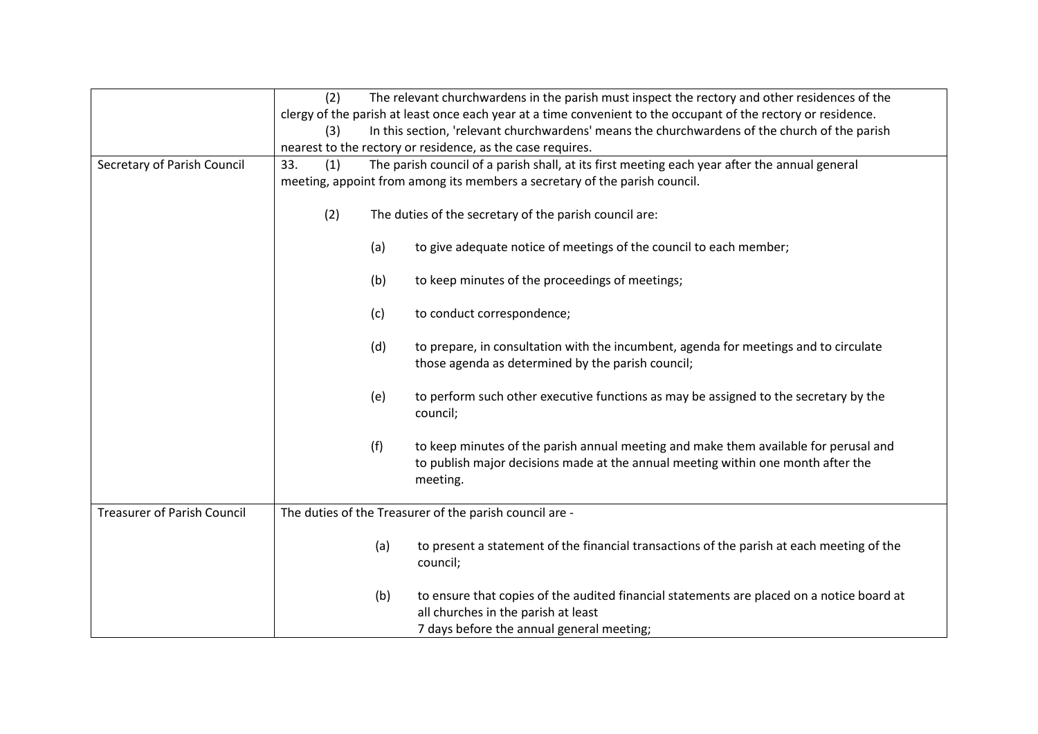| | |
|---|---|
| | (2) The relevant churchwardens in the parish must inspect the rectory and other residences of the clergy of the parish at least once each year at a time convenient to the occupant of the rectory or residence.<br>(3) In this section, 'relevant churchwardens' means the churchwardens of the church of the parish nearest to the rectory or residence, as the case requires. |
| Secretary of Parish Council | 33. (1) The parish council of a parish shall, at its first meeting each year after the annual general meeting, appoint from among its members a secretary of the parish council.<br><br>(2) The duties of the secretary of the parish council are:<br><br>(a) to give adequate notice of meetings of the council to each member;<br><br>(b) to keep minutes of the proceedings of meetings;<br><br>(c) to conduct correspondence;<br><br>(d) to prepare, in consultation with the incumbent, agenda for meetings and to circulate those agenda as determined by the parish council;<br><br>(e) to perform such other executive functions as may be assigned to the secretary by the council;<br><br>(f) to keep minutes of the parish annual meeting and make them available for perusal and to publish major decisions made at the annual meeting within one month after the meeting. |
| Treasurer of Parish Council | The duties of the Treasurer of the parish council are -<br><br>(a) to present a statement of the financial transactions of the parish at each meeting of the council;<br><br>(b) to ensure that copies of the audited financial statements are placed on a notice board at all churches in the parish at least 7 days before the annual general meeting; |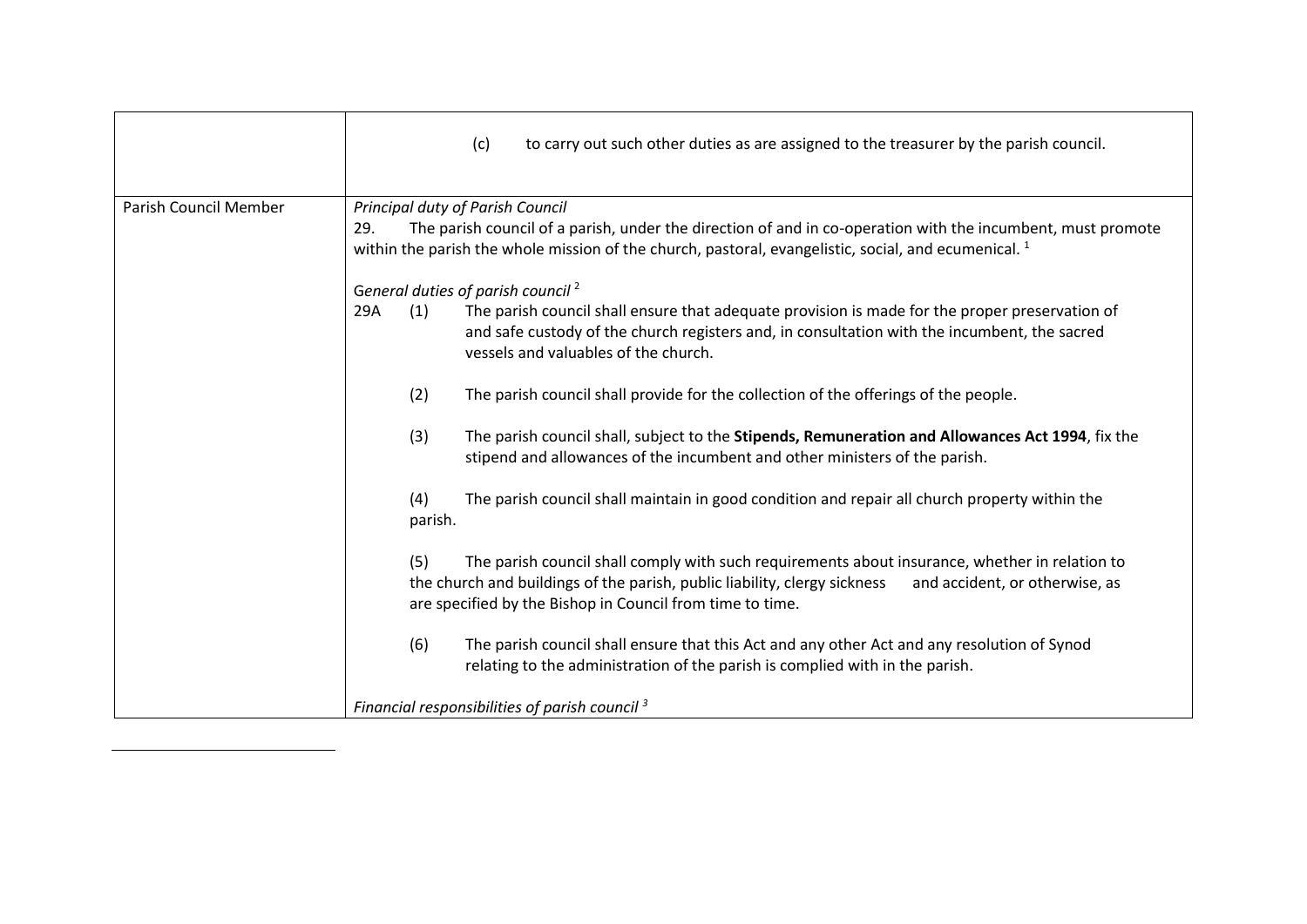| | |
|---|---|
| | (c) to carry out such other duties as are assigned to the treasurer by the parish council. |
| Parish Council Member | *Principal duty of Parish Council*<br>29. The parish council of a parish, under the direction of and in co-operation with the incumbent, must promote within the parish the whole mission of the church, pastoral, evangelistic, social, and ecumenical. [1]<br><br>*General duties of parish council* [2]<br>29A (1) The parish council shall ensure that adequate provision is made for the proper preservation of and safe custody of the church registers and, in consultation with the incumbent, the sacred vessels and valuables of the church.<br><br>(2) The parish council shall provide for the collection of the offerings of the people.<br><br>(3) The parish council shall, subject to the **Stipends, Remuneration and Allowances Act 1994**, fix the stipend and allowances of the incumbent and other ministers of the parish.<br><br>(4) The parish council shall maintain in good condition and repair all church property within the parish.<br><br>(5) The parish council shall comply with such requirements about insurance, whether in relation to the church and buildings of the parish, public liability, clergy sickness and accident, or otherwise, as are specified by the Bishop in Council from time to time.<br><br>(6) The parish council shall ensure that this Act and any other Act and any resolution of Synod relating to the administration of the parish is complied with in the parish.<br><br>*Financial responsibilities of parish council* [3] |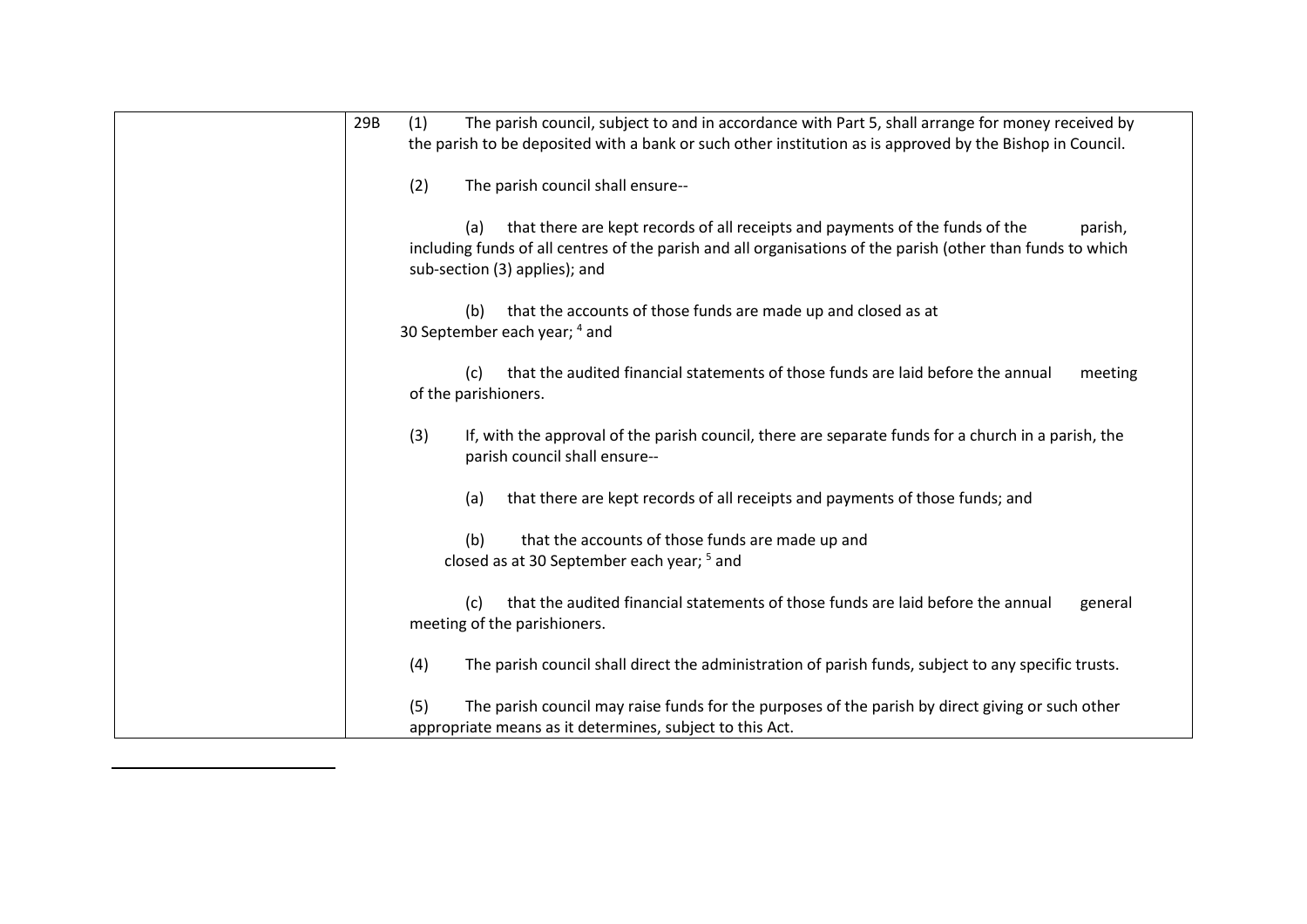| | |
|---|---|
| | 29B (1) The parish council, subject to and in accordance with Part 5, shall arrange for money received by the parish to be deposited with a bank or such other institution as is approved by the Bishop in Council.<br><br>(2) The parish council shall ensure--<br><br>(a) that there are kept records of all receipts and payments of the funds of the parish, including funds of all centres of the parish and all organisations of the parish (other than funds to which sub-section (3) applies); and<br><br>(b) that the accounts of those funds are made up and closed as at 30 September each year; [4] and<br><br>(c) that the audited financial statements of those funds are laid before the annual meeting of the parishioners.<br><br>(3) If, with the approval of the parish council, there are separate funds for a church in a parish, the parish council shall ensure--<br><br>(a) that there are kept records of all receipts and payments of those funds; and<br><br>(b) that the accounts of those funds are made up and closed as at 30 September each year; [5] and<br><br>(c) that the audited financial statements of those funds are laid before the annual general meeting of the parishioners.<br><br>(4) The parish council shall direct the administration of parish funds, subject to any specific trusts.<br><br>(5) The parish council may raise funds for the purposes of the parish by direct giving or such other appropriate means as it determines, subject to this Act. |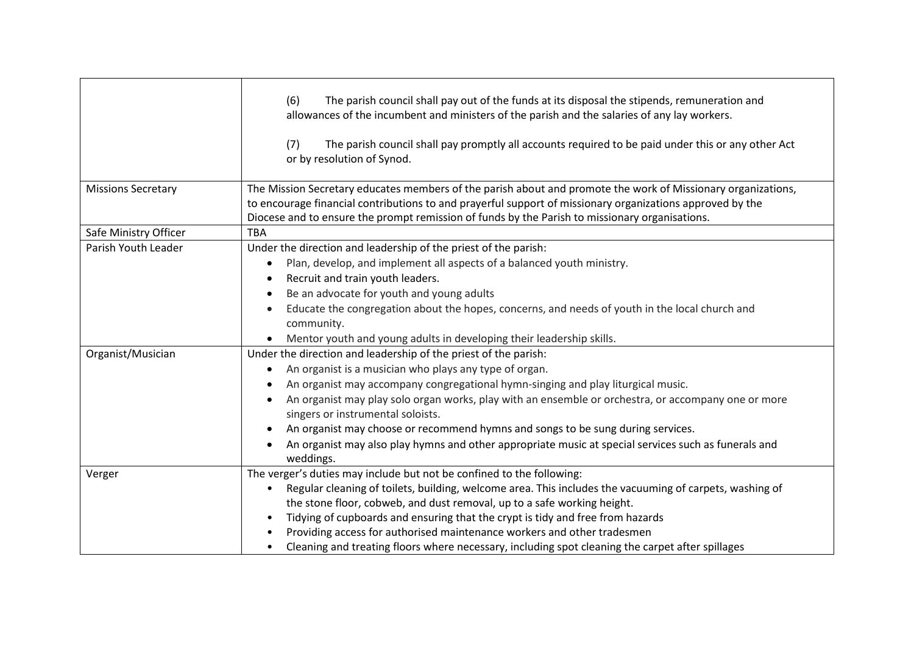| | |
|---|---|
| | (6) The parish council shall pay out of the funds at its disposal the stipends, remuneration and allowances of the incumbent and ministers of the parish and the salaries of any lay workers.<br><br>(7) The parish council shall pay promptly all accounts required to be paid under this or any other Act or by resolution of Synod. |
| Missions Secretary | The Mission Secretary educates members of the parish about and promote the work of Missionary organizations, to encourage financial contributions to and prayerful support of missionary organizations approved by the Diocese and to ensure the prompt remission of funds by the Parish to missionary organisations. |
| Safe Ministry Officer | TBA |
| Parish Youth Leader | Under the direction and leadership of the priest of the parish:<br>• Plan, develop, and implement all aspects of a balanced youth ministry.<br>• Recruit and train youth leaders.<br>• Be an advocate for youth and young adults<br>• Educate the congregation about the hopes, concerns, and needs of youth in the local church and community.<br>• Mentor youth and young adults in developing their leadership skills. |
| Organist/Musician | Under the direction and leadership of the priest of the parish:<br>• An organist is a musician who plays any type of organ.<br>• An organist may accompany congregational hymn-singing and play liturgical music.<br>• An organist may play solo organ works, play with an ensemble or orchestra, or accompany one or more singers or instrumental soloists.<br>• An organist may choose or recommend hymns and songs to be sung during services.<br>• An organist may also play hymns and other appropriate music at special services such as funerals and weddings. |
| Verger | The verger's duties may include but not be confined to the following:<br>• Regular cleaning of toilets, building, welcome area. This includes the vacuuming of carpets, washing of the stone floor, cobweb, and dust removal, up to a safe working height.<br>• Tidying of cupboards and ensuring that the crypt is tidy and free from hazards<br>• Providing access for authorised maintenance workers and other tradesmen<br>• Cleaning and treating floors where necessary, including spot cleaning the carpet after spillages |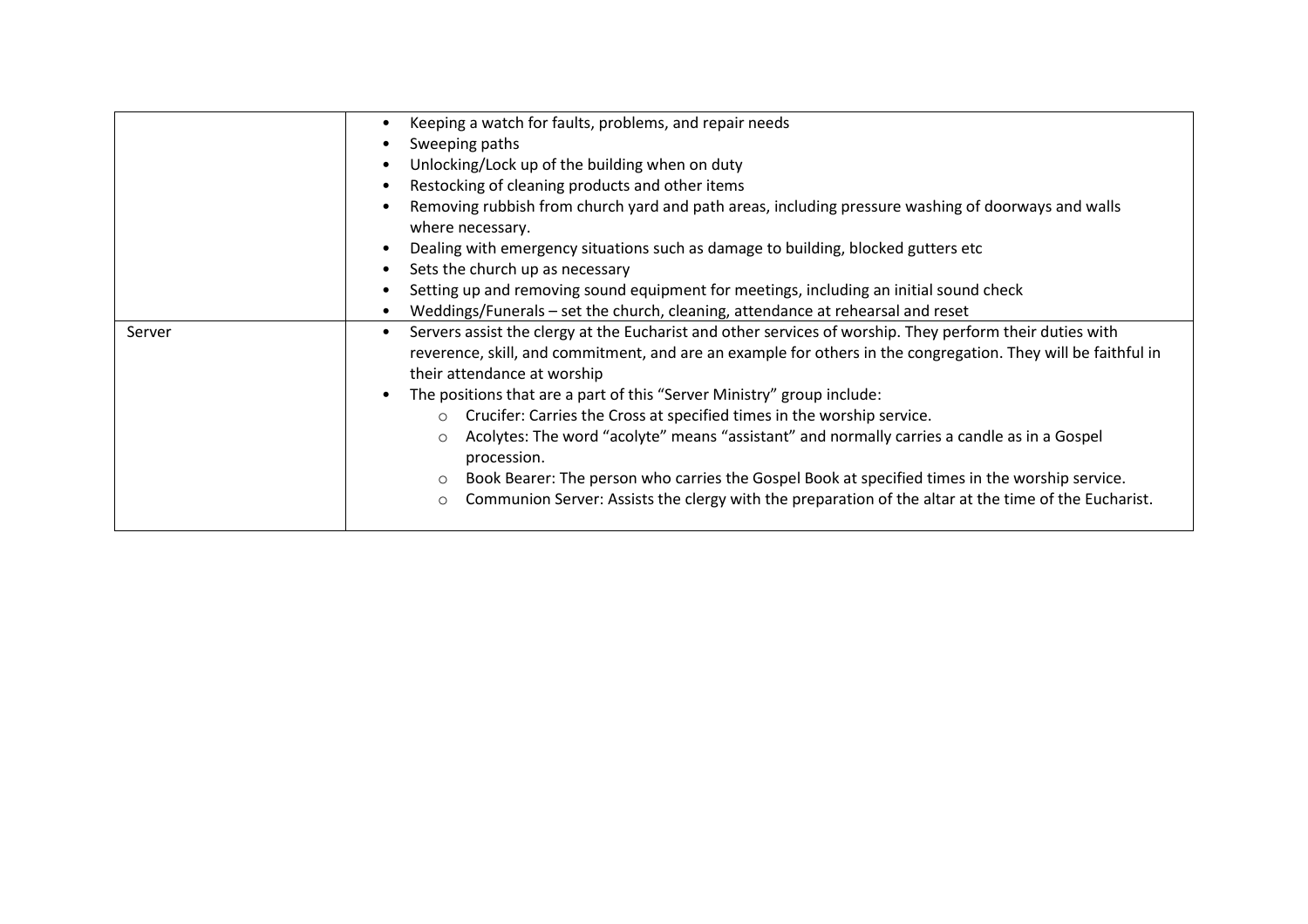| | |
|---|---|
| | • Keeping a watch for faults, problems, and repair needs<br>• Sweeping paths<br>• Unlocking/Lock up of the building when on duty<br>• Restocking of cleaning products and other items<br>• Removing rubbish from church yard and path areas, including pressure washing of doorways and walls where necessary.<br>• Dealing with emergency situations such as damage to building, blocked gutters etc<br>• Sets the church up as necessary<br>• Setting up and removing sound equipment for meetings, including an initial sound check<br>• Weddings/Funerals – set the church, cleaning, attendance at rehearsal and reset |
| Server | • Servers assist the clergy at the Eucharist and other services of worship. They perform their duties with reverence, skill, and commitment, and are an example for others in the congregation. They will be faithful in their attendance at worship<br>• The positions that are a part of this "Server Ministry" group include:<br>  ○ Crucifer: Carries the Cross at specified times in the worship service.<br>  ○ Acolytes: The word "acolyte" means "assistant" and normally carries a candle as in a Gospel procession.<br>  ○ Book Bearer: The person who carries the Gospel Book at specified times in the worship service.<br>  ○ Communion Server: Assists the clergy with the preparation of the altar at the time of the Eucharist. |